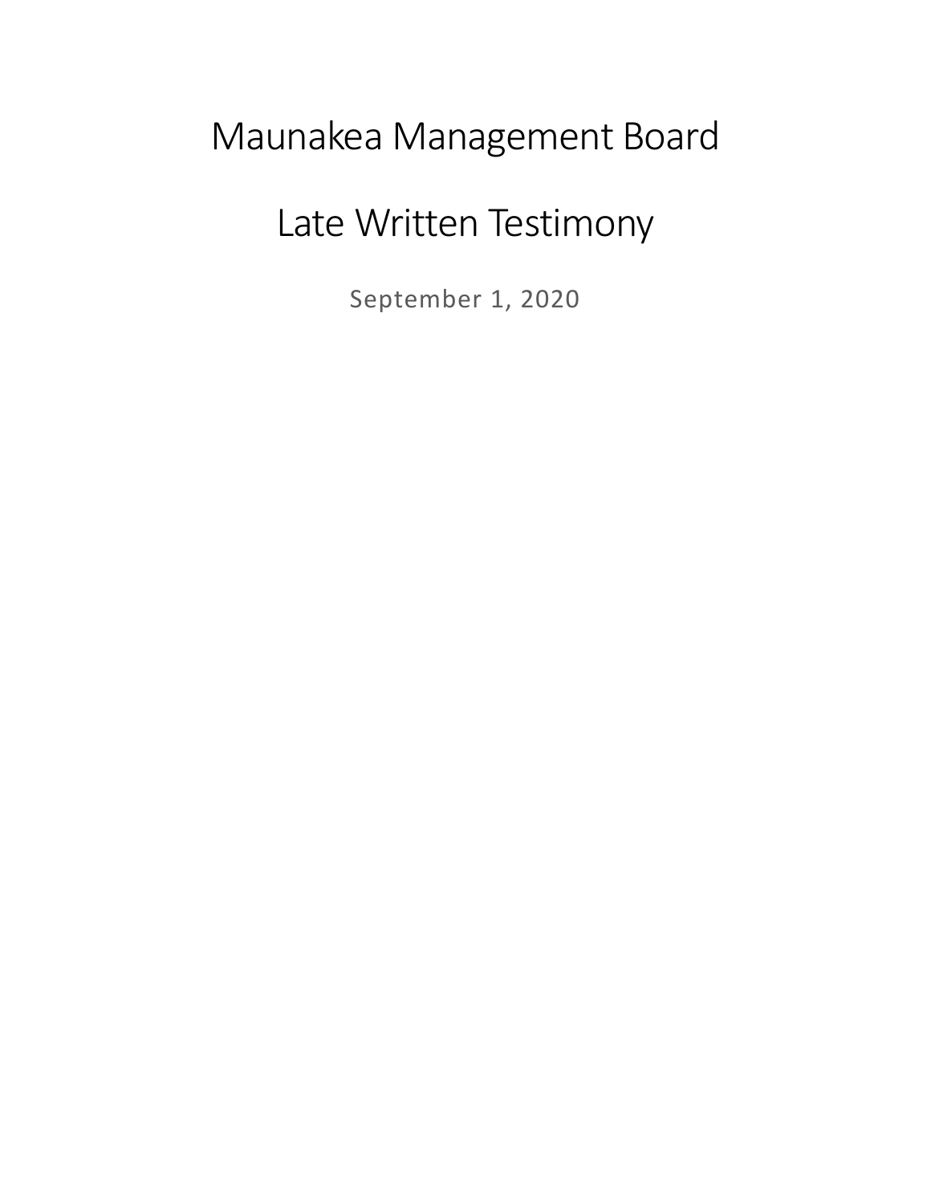# Maunakea Management Board

# Late Written Testimony

September 1, 2020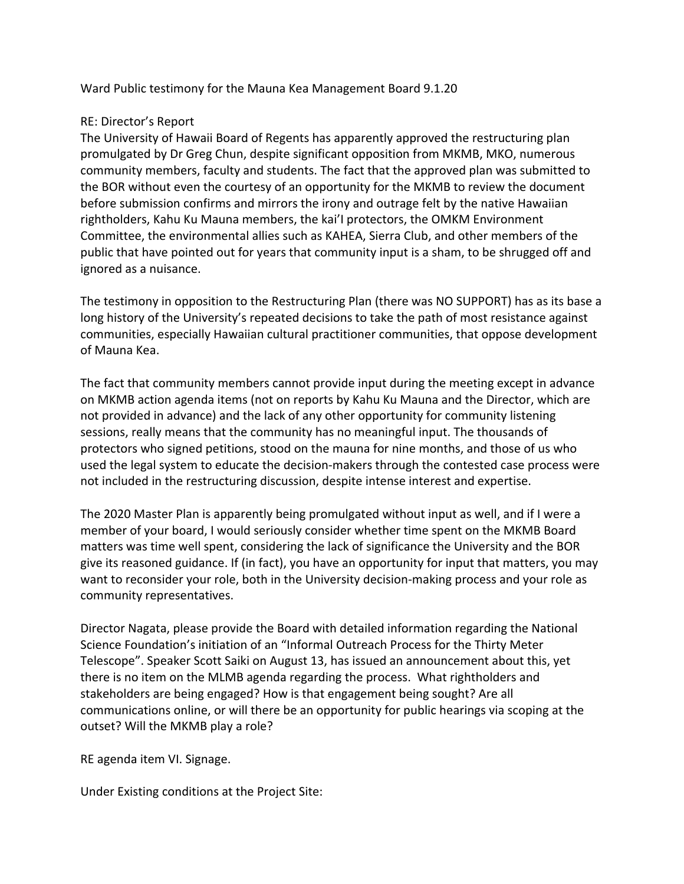Ward Public testimony for the Mauna Kea Management Board 9.1.20

RE: Director's Report

The University of Hawaii Board of Regents has apparently approved the restructuring plan promulgated by Dr Greg Chun, despite significant opposition from MKMB, MKO, numerous community members, faculty and students. The fact that the approved plan was submitted to the BOR without even the courtesy of an opportunity for the MKMB to review the document before submission confirms and mirrors the irony and outrage felt by the native Hawaiian rightholders, Kahu Ku Mauna members, the kai'I protectors, the OMKM Environment Committee, the environmental allies such as KAHEA, Sierra Club, and other members of the public that have pointed out for years that community input is a sham, to be shrugged off and ignored as a nuisance.

The testimony in opposition to the Restructuring Plan (there was NO SUPPORT) has as its base a long history of the University's repeated decisions to take the path of most resistance against communities, especially Hawaiian cultural practitioner communities, that oppose development of Mauna Kea.

The fact that community members cannot provide input during the meeting except in advance on MKMB action agenda items (not on reports by Kahu Ku Mauna and the Director, which are not provided in advance) and the lack of any other opportunity for community listening sessions, really means that the community has no meaningful input. The thousands of protectors who signed petitions, stood on the mauna for nine months, and those of us who used the legal system to educate the decision-makers through the contested case process were not included in the restructuring discussion, despite intense interest and expertise.

The 2020 Master Plan is apparently being promulgated without input as well, and if I were a member of your board, I would seriously consider whether time spent on the MKMB Board matters was time well spent, considering the lack of significance the University and the BOR give its reasoned guidance. If (in fact), you have an opportunity for input that matters, you may want to reconsider your role, both in the University decision-making process and your role as community representatives.

Director Nagata, please provide the Board with detailed information regarding the National Science Foundation's initiation of an "Informal Outreach Process for the Thirty Meter Telescope". Speaker Scott Saiki on August 13, has issued an announcement about this, yet there is no item on the MLMB agenda regarding the process. What rightholders and stakeholders are being engaged? How is that engagement being sought? Are all communications online, or will there be an opportunity for public hearings via scoping at the outset? Will the MKMB play a role?

RE agenda item VI. Signage.

Under Existing conditions at the Project Site: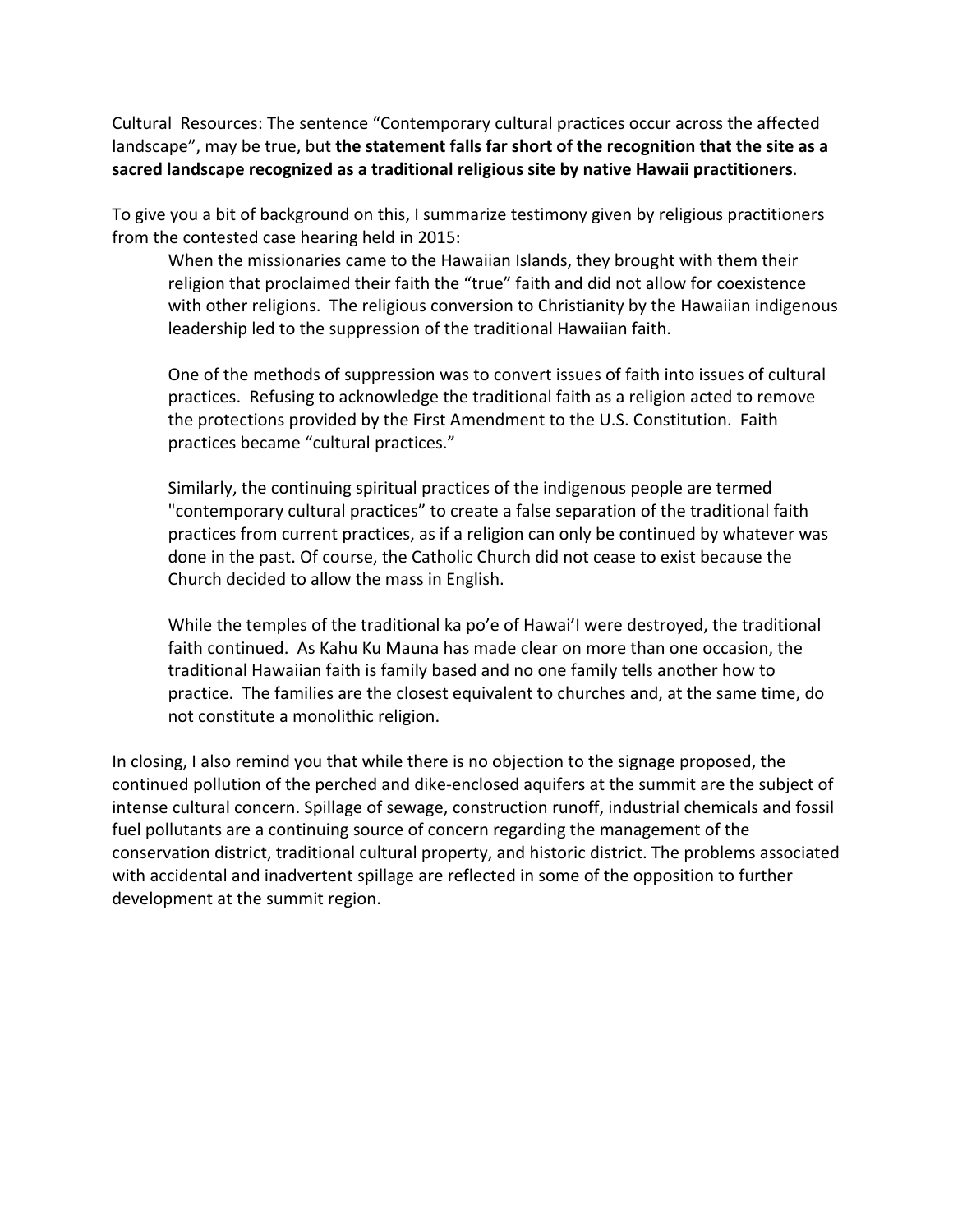Cultural Resources: The sentence "Contemporary cultural practices occur across the affected landscape", may be true, but **the statement falls far short of the recognition that the site as a sacred landscape recognized as a traditional religious site by native Hawaii practitioners**.

To give you a bit of background on this, I summarize testimony given by religious practitioners from the contested case hearing held in 2015:

> When the missionaries came to the Hawaiian Islands, they brought with them their religion that proclaimed their faith the "true" faith and did not allow for coexistence with other religions. The religious conversion to Christianity by the Hawaiian indigenous leadership led to the suppression of the traditional Hawaiian faith.
>
> One of the methods of suppression was to convert issues of faith into issues of cultural practices. Refusing to acknowledge the traditional faith as a religion acted to remove the protections provided by the First Amendment to the U.S. Constitution. Faith practices became "cultural practices."
>
> Similarly, the continuing spiritual practices of the indigenous people are termed "contemporary cultural practices" to create a false separation of the traditional faith practices from current practices, as if a religion can only be continued by whatever was done in the past. Of course, the Catholic Church did not cease to exist because the Church decided to allow the mass in English.
>
> While the temples of the traditional ka po'e of Hawai'I were destroyed, the traditional faith continued. As Kahu Ku Mauna has made clear on more than one occasion, the traditional Hawaiian faith is family based and no one family tells another how to practice. The families are the closest equivalent to churches and, at the same time, do not constitute a monolithic religion.

In closing, I also remind you that while there is no objection to the signage proposed, the continued pollution of the perched and dike-enclosed aquifers at the summit are the subject of intense cultural concern. Spillage of sewage, construction runoff, industrial chemicals and fossil fuel pollutants are a continuing source of concern regarding the management of the conservation district, traditional cultural property, and historic district. The problems associated with accidental and inadvertent spillage are reflected in some of the opposition to further development at the summit region.